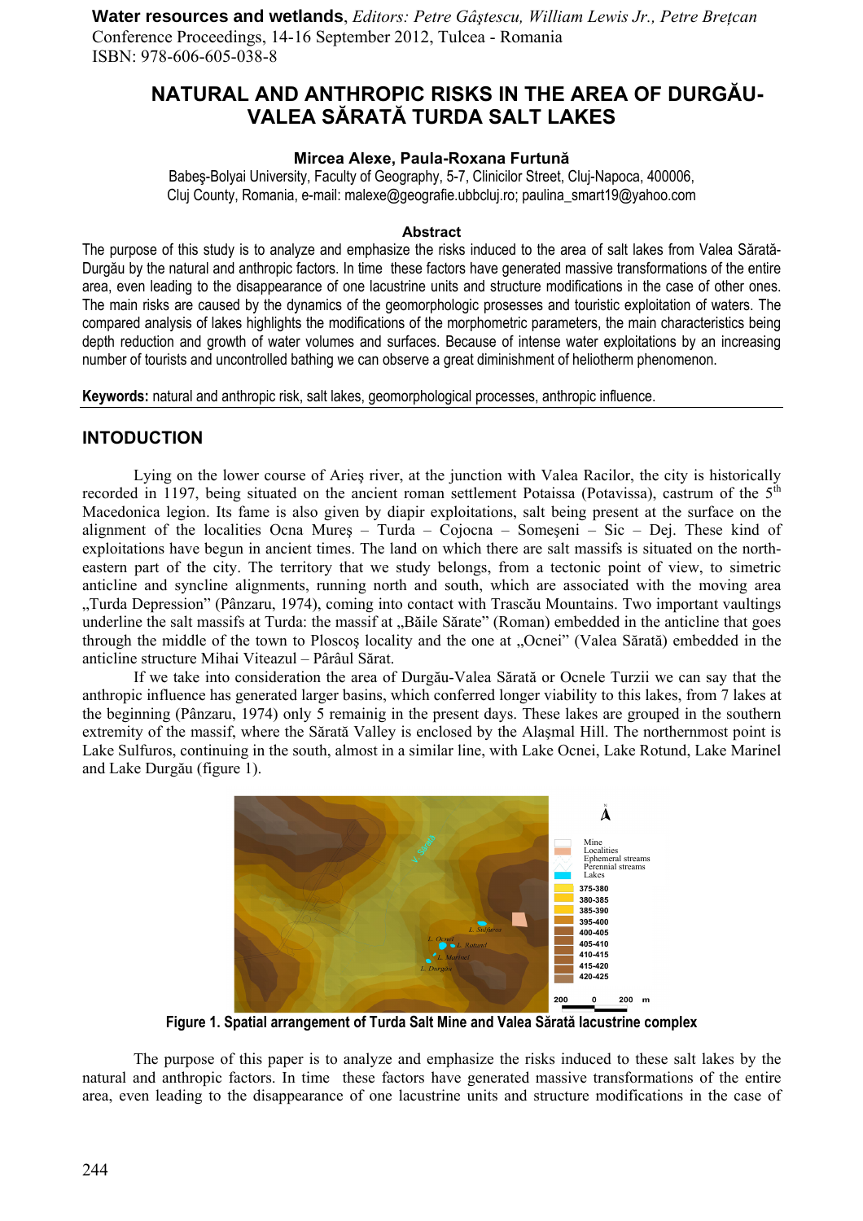**Water resources and wetlands**, *Editors: Petre Gâştescu, William Lewis Jr., Petre Breţcan*
Conference Proceedings, 14-16 September 2012, Tulcea - Romania
ISBN: 978-606-605-038-8

# NATURAL AND ANTHROPIC RISKS IN THE AREA OF DURGĂU-VALEA SĂRATĂ TURDA SALT LAKES

**Mircea Alexe, Paula-Roxana Furtună**

Babeş-Bolyai University, Faculty of Geography, 5-7, Clinicilor Street, Cluj-Napoca, 400006, Cluj County, Romania, e-mail: malexe@geografie.ubbcluj.ro; paulina_smart19@yahoo.com

### Abstract

The purpose of this study is to analyze and emphasize the risks induced to the area of salt lakes from Valea Sărată-Durgău by the natural and anthropic factors. In time these factors have generated massive transformations of the entire area, even leading to the disappearance of one lacustrine units and structure modifications in the case of other ones. The main risks are caused by the dynamics of the geomorphologic prosesses and touristic exploitation of waters. The compared analysis of lakes highlights the modifications of the morphometric parameters, the main characteristics being depth reduction and growth of water volumes and surfaces. Because of intense water exploitations by an increasing number of tourists and uncontrolled bathing we can observe a great diminishment of heliotherm phenomenon.

**Keywords:** natural and anthropic risk, salt lakes, geomorphological processes, anthropic influence.

## INTODUCTION

Lying on the lower course of Arieş river, at the junction with Valea Racilor, the city is historically recorded in 1197, being situated on the ancient roman settlement Potaissa (Potavissa), castrum of the 5th Macedonica legion. Its fame is also given by diapir exploitations, salt being present at the surface on the alignment of the localities Ocna Mureş – Turda – Cojocna – Someşeni – Sic – Dej. These kind of exploitations have begun in ancient times. The land on which there are salt massifs is situated on the north-eastern part of the city. The territory that we study belongs, from a tectonic point of view, to simetric anticline and syncline alignments, running north and south, which are associated with the moving area „Turda Depression" (Pânzaru, 1974), coming into contact with Trascău Mountains. Two important vaultings underline the salt massifs at Turda: the massif at „Băile Sărate" (Roman) embedded in the anticline that goes through the middle of the town to Ploscoş locality and the one at „Ocnei" (Valea Sărată) embedded in the anticline structure Mihai Viteazul – Pârâul Sărat.

If we take into consideration the area of Durgău-Valea Sărată or Ocnele Turzii we can say that the anthropic influence has generated larger basins, which conferred longer viability to this lakes, from 7 lakes at the beginning (Pânzaru, 1974) only 5 remainig in the present days. These lakes are grouped in the southern extremity of the massif, where the Sărată Valley is enclosed by the Alaşmal Hill. The northernmost point is Lake Sulfuros, continuing in the south, almost in a similar line, with Lake Ocnei, Lake Rotund, Lake Marinel and Lake Durgău (figure 1).

**Figure 1. Spatial arrangement of Turda Salt Mine and Valea Sărată lacustrine complex**

The purpose of this paper is to analyze and emphasize the risks induced to these salt lakes by the natural and anthropic factors. In time these factors have generated massive transformations of the entire area, even leading to the disappearance of one lacustrine units and structure modifications in the case of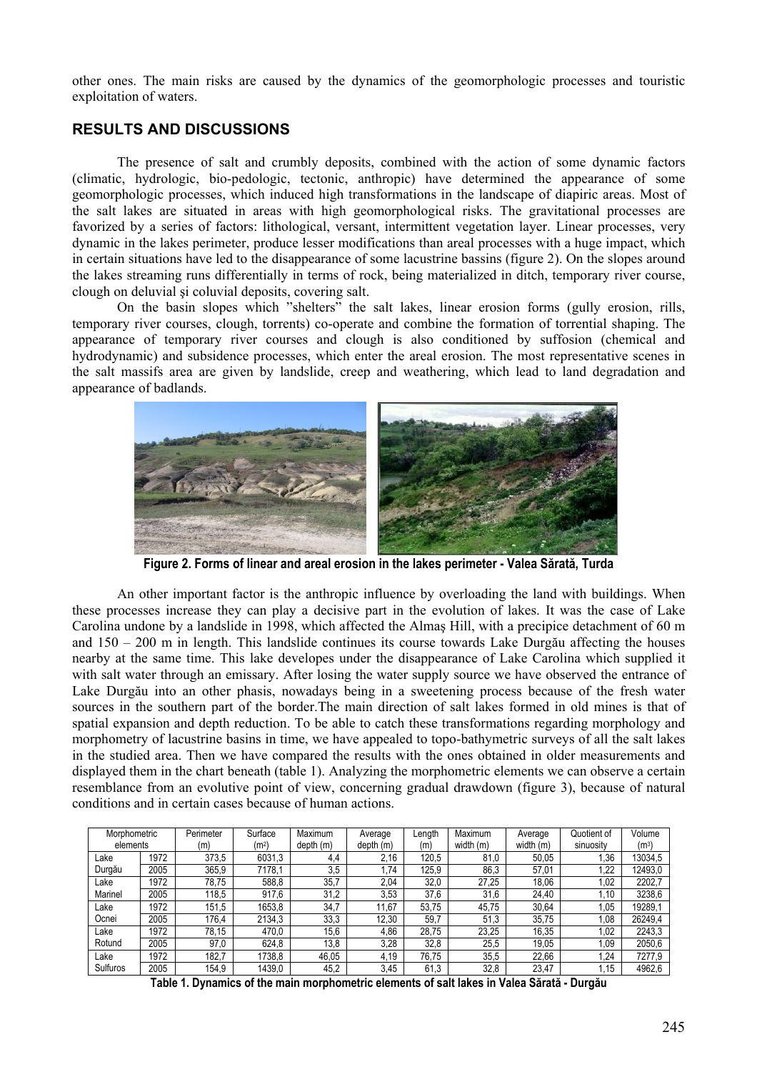other ones. The main risks are caused by the dynamics of the geomorphologic processes and touristic exploitation of waters.

## RESULTS AND DISCUSSIONS

The presence of salt and crumbly deposits, combined with the action of some dynamic factors (climatic, hydrologic, bio-pedologic, tectonic, anthropic) have determined the appearance of some geomorphologic processes, which induced high transformations in the landscape of diapiric areas. Most of the salt lakes are situated in areas with high geomorphological risks. The gravitational processes are favorized by a series of factors: lithological, versant, intermittent vegetation layer. Linear processes, very dynamic in the lakes perimeter, produce lesser modifications than areal processes with a huge impact, which in certain situations have led to the disappearance of some lacustrine bassins (figure 2). On the slopes around the lakes streaming runs differentially in terms of rock, being materialized in ditch, temporary river course, clough on deluvial şi coluvial deposits, covering salt.

On the basin slopes which "shelters" the salt lakes, linear erosion forms (gully erosion, rills, temporary river courses, clough, torrents) co-operate and combine the formation of torrential shaping. The appearance of temporary river courses and clough is also conditioned by suffosion (chemical and hydrodynamic) and subsidence processes, which enter the areal erosion. The most representative scenes in the salt massifs area are given by landslide, creep and weathering, which lead to land degradation and appearance of badlands.

**Figure 2. Forms of linear and areal erosion in the lakes perimeter - Valea Sărată, Turda**

An other important factor is the anthropic influence by overloading the land with buildings. When these processes increase they can play a decisive part in the evolution of lakes. It was the case of Lake Carolina undone by a landslide in 1998, which affected the Almaş Hill, with a precipice detachment of 60 m and 150 – 200 m in length. This landslide continues its course towards Lake Durgău affecting the houses nearby at the same time. This lake developes under the disappearance of Lake Carolina which supplied it with salt water through an emissary. After losing the water supply source we have observed the entrance of Lake Durgău into an other phasis, nowadays being in a sweetening process because of the fresh water sources in the southern part of the border.The main direction of salt lakes formed in old mines is that of spatial expansion and depth reduction. To be able to catch these transformations regarding morphology and morphometry of lacustrine basins in time, we have appealed to topo-bathymetric surveys of all the salt lakes in the studied area. Then we have compared the results with the ones obtained in older measurements and displayed them in the chart beneath (table 1). Analyzing the morphometric elements we can observe a certain resemblance from an evolutive point of view, concerning gradual drawdown (figure 3), because of natural conditions and in certain cases because of human actions.

| Morphometric elements | | Perimeter (m) | Surface ($m^2$) | Maximum depth (m) | Average depth (m) | Length (m) | Maximum width (m) | Average width (m) | Quotient of sinuosity | Volume ($m^3$) |
|---|---|---|---|---|---|---|---|---|---|---|
| Lake Durgău | 1972 | 373,5 | 6031,3 | 4,4 | 2,16 | 120,5 | 81,0 | 50,05 | 1,36 | 13034,5 |
| | 2005 | 365,9 | 7178,1 | 3,5 | 1,74 | 125,9 | 86,3 | 57,01 | 1,22 | 12493,0 |
| Lake Marinel | 1972 | 78,75 | 588,8 | 35,7 | 2,04 | 32,0 | 27,25 | 18,06 | 1,02 | 2202,7 |
| | 2005 | 118,5 | 917,6 | 31,2 | 3,53 | 37,6 | 31,6 | 24,40 | 1,10 | 3238,6 |
| Lake Ocnei | 1972 | 151,5 | 1653,8 | 34,7 | 11,67 | 53,75 | 45,75 | 30,64 | 1,05 | 19289,1 |
| | 2005 | 176,4 | 2134,3 | 33,3 | 12,30 | 59,7 | 51,3 | 35,75 | 1,08 | 26249,4 |
| Lake Rotund | 1972 | 78,15 | 470,0 | 15,6 | 4,86 | 28,75 | 23,25 | 16,35 | 1,02 | 2243,3 |
| | 2005 | 97,0 | 624,8 | 13,8 | 3,28 | 32,8 | 25,5 | 19,05 | 1,09 | 2050,6 |
| Lake Sulfuros | 1972 | 182,7 | 1738,8 | 46,05 | 4,19 | 76,75 | 35,5 | 22,66 | 1,24 | 7277,9 |
| | 2005 | 154,9 | 1439,0 | 45,2 | 3,45 | 61,3 | 32,8 | 23,47 | 1,15 | 4962,6 |

**Table 1. Dynamics of the main morphometric elements of salt lakes in Valea Sărată - Durgău**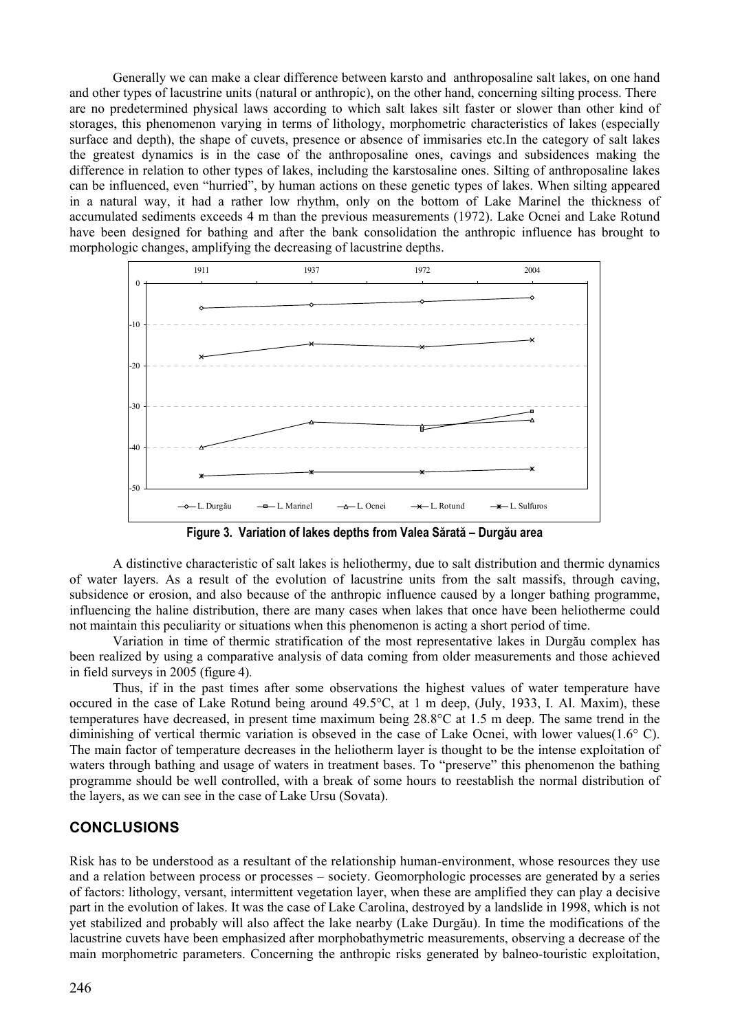Generally we can make a clear difference between karsto and anthroposaline salt lakes, on one hand and other types of lacustrine units (natural or anthropic), on the other hand, concerning silting process. There are no predetermined physical laws according to which salt lakes silt faster or slower than other kind of storages, this phenomenon varying in terms of lithology, morphometric characteristics of lakes (especially surface and depth), the shape of cuvets, presence or absence of immisaries etc.In the category of salt lakes the greatest dynamics is in the case of the anthroposaline ones, cavings and subsidences making the difference in relation to other types of lakes, including the karstosaline ones. Silting of anthroposaline lakes can be influenced, even "hurried", by human actions on these genetic types of lakes. When silting appeared in a natural way, it had a rather low rhythm, only on the bottom of Lake Marinel the thickness of accumulated sediments exceeds 4 m than the previous measurements (1972). Lake Ocnei and Lake Rotund have been designed for bathing and after the bank consolidation the anthropic influence has brought to morphologic changes, amplifying the decreasing of lacustrine depths.

**Figure 3. Variation of lakes depths from Valea Sărată – Durgău area**

A distinctive characteristic of salt lakes is heliothermy, due to salt distribution and thermic dynamics of water layers. As a result of the evolution of lacustrine units from the salt massifs, through caving, subsidence or erosion, and also because of the anthropic influence caused by a longer bathing programme, influencing the haline distribution, there are many cases when lakes that once have been heliotherme could not maintain this peculiarity or situations when this phenomenon is acting a short period of time.

Variation in time of thermic stratification of the most representative lakes in Durgău complex has been realized by using a comparative analysis of data coming from older measurements and those achieved in field surveys in 2005 (figure 4).

Thus, if in the past times after some observations the highest values of water temperature have occured in the case of Lake Rotund being around 49.5°C, at 1 m deep, (July, 1933, I. Al. Maxim), these temperatures have decreased, in present time maximum being 28.8°C at 1.5 m deep. The same trend in the diminishing of vertical thermic variation is obseved in the case of Lake Ocnei, with lower values(1.6° C). The main factor of temperature decreases in the heliotherm layer is thought to be the intense exploitation of waters through bathing and usage of waters in treatment bases. To "preserve" this phenomenon the bathing programme should be well controlled, with a break of some hours to reestablish the normal distribution of the layers, as we can see in the case of Lake Ursu (Sovata).

## CONCLUSIONS

Risk has to be understood as a resultant of the relationship human-environment, whose resources they use and a relation between process or processes – society. Geomorphologic processes are generated by a series of factors: lithology, versant, intermittent vegetation layer, when these are amplified they can play a decisive part in the evolution of lakes. It was the case of Lake Carolina, destroyed by a landslide in 1998, which is not yet stabilized and probably will also affect the lake nearby (Lake Durgău). In time the modifications of the lacustrine cuvets have been emphasized after morphobathymetric measurements, observing a decrease of the main morphometric parameters. Concerning the anthropic risks generated by balneo-touristic exploitation,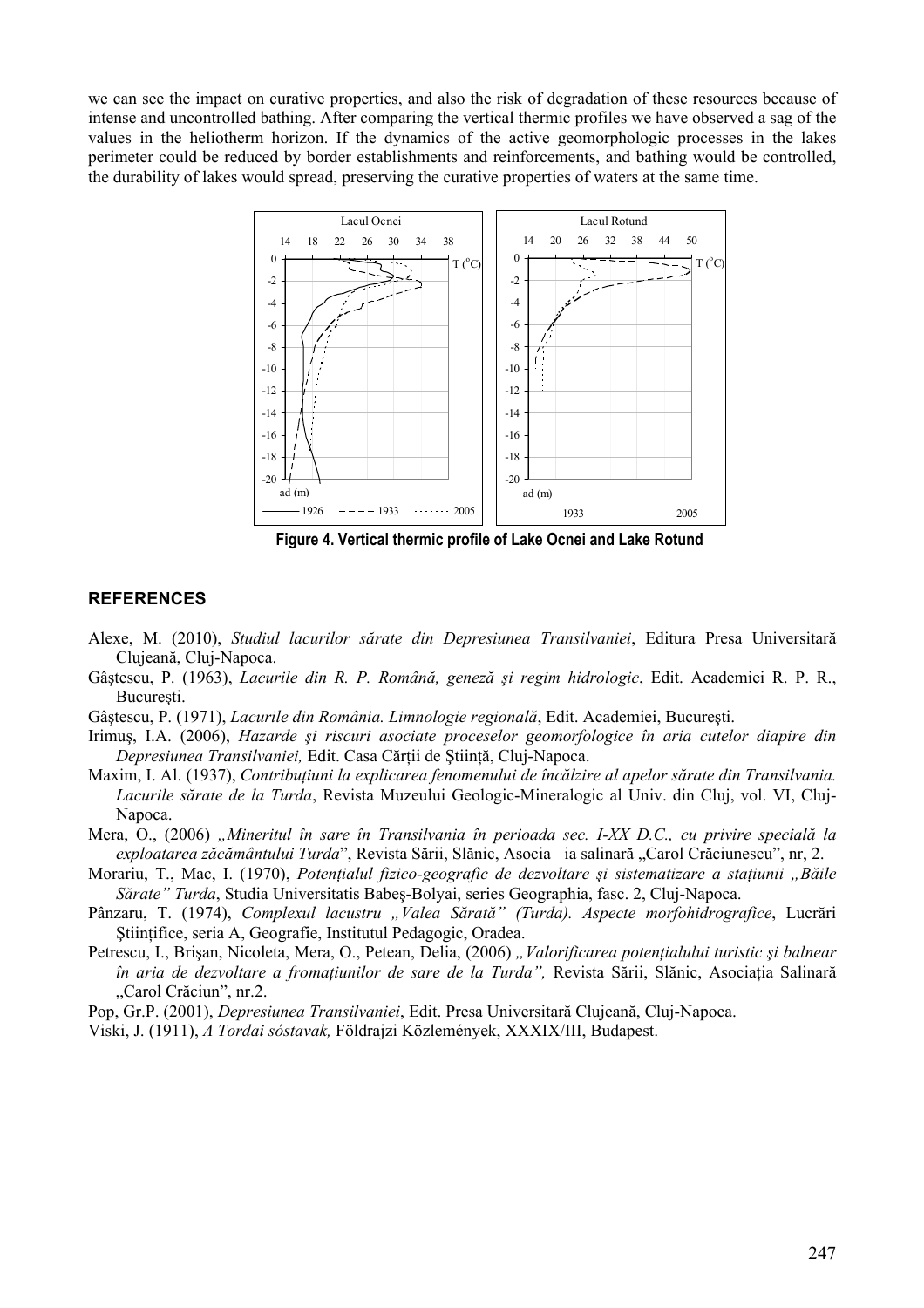we can see the impact on curative properties, and also the risk of degradation of these resources because of intense and uncontrolled bathing. After comparing the vertical thermic profiles we have observed a sag of the values in the heliotherm horizon. If the dynamics of the active geomorphologic processes in the lakes perimeter could be reduced by border establishments and reinforcements, and bathing would be controlled, the durability of lakes would spread, preserving the curative properties of waters at the same time.

Lacul Ocnei

14 18 22 26 30 34 38

T (°C)

0 -2 -4 -6 -8 -10 -12 -14 -16 -18 -20

ad (m)

1926 1933 2005

Lacul Rotund

14 20 26 32 38 44 50

T (°C)

0 -2 -4 -6 -8 -10 -12 -14 -16 -18 -20

ad (m)

1933 2005

**Figure 4. Vertical thermic profile of Lake Ocnei and Lake Rotund**

## REFERENCES

Alexe, M. (2010), *Studiul lacurilor sărate din Depresiunea Transilvaniei*, Editura Presa Universitară Clujeană, Cluj-Napoca.

Gâştescu, P. (1963), *Lacurile din R. P. Română, geneză şi regim hidrologic*, Edit. Academiei R. P. R., Bucureşti.

Gâştescu, P. (1971), *Lacurile din România. Limnologie regională*, Edit. Academiei, Bucureşti.

Irimuş, I.A. (2006), *Hazarde şi riscuri asociate proceselor geomorfologice în aria cutelor diapire din Depresiunea Transilvaniei,* Edit. Casa Cărţii de Ştiinţă, Cluj-Napoca.

Maxim, I. Al. (1937), *Contribuţiuni la explicarea fenomenului de încălzire al apelor sărate din Transilvania. Lacurile sărate de la Turda*, Revista Muzeului Geologic-Mineralogic al Univ. din Cluj, vol. VI, Cluj-Napoca.

Mera, O., (2006) *„Mineritul în sare în Transilvania în perioada sec. I-XX D.C., cu privire specială la exploatarea zăcământului Turda*", Revista Sării, Slănic, Asocia ia salinară „Carol Crăciunescu", nr, 2.

Morariu, T., Mac, I. (1970), *Potenţialul fizico-geografic de dezvoltare şi sistematizare a staţiunii „Băile Sărate" Turda*, Studia Universitatis Babeş-Bolyai, series Geographia, fasc. 2, Cluj-Napoca.

Pânzaru, T. (1974), *Complexul lacustru „Valea Sărată" (Turda). Aspecte morfohidrografice*, Lucrări Ştiinţifice, seria A, Geografie, Institutul Pedagogic, Oradea.

Petrescu, I., Brişan, Nicoleta, Mera, O., Petean, Delia, (2006) *„Valorificarea potenţialului turistic şi balnear în aria de dezvoltare a fromaţiunilor de sare de la Turda",* Revista Sării, Slănic, Asociaţia Salinară „Carol Crăciun", nr.2.

Pop, Gr.P. (2001), *Depresiunea Transilvaniei*, Edit. Presa Universitară Clujeană, Cluj-Napoca.

Viski, J. (1911), *A Tordai sóstavak,* Földrajzi Közlemények, XXXIX/III, Budapest.